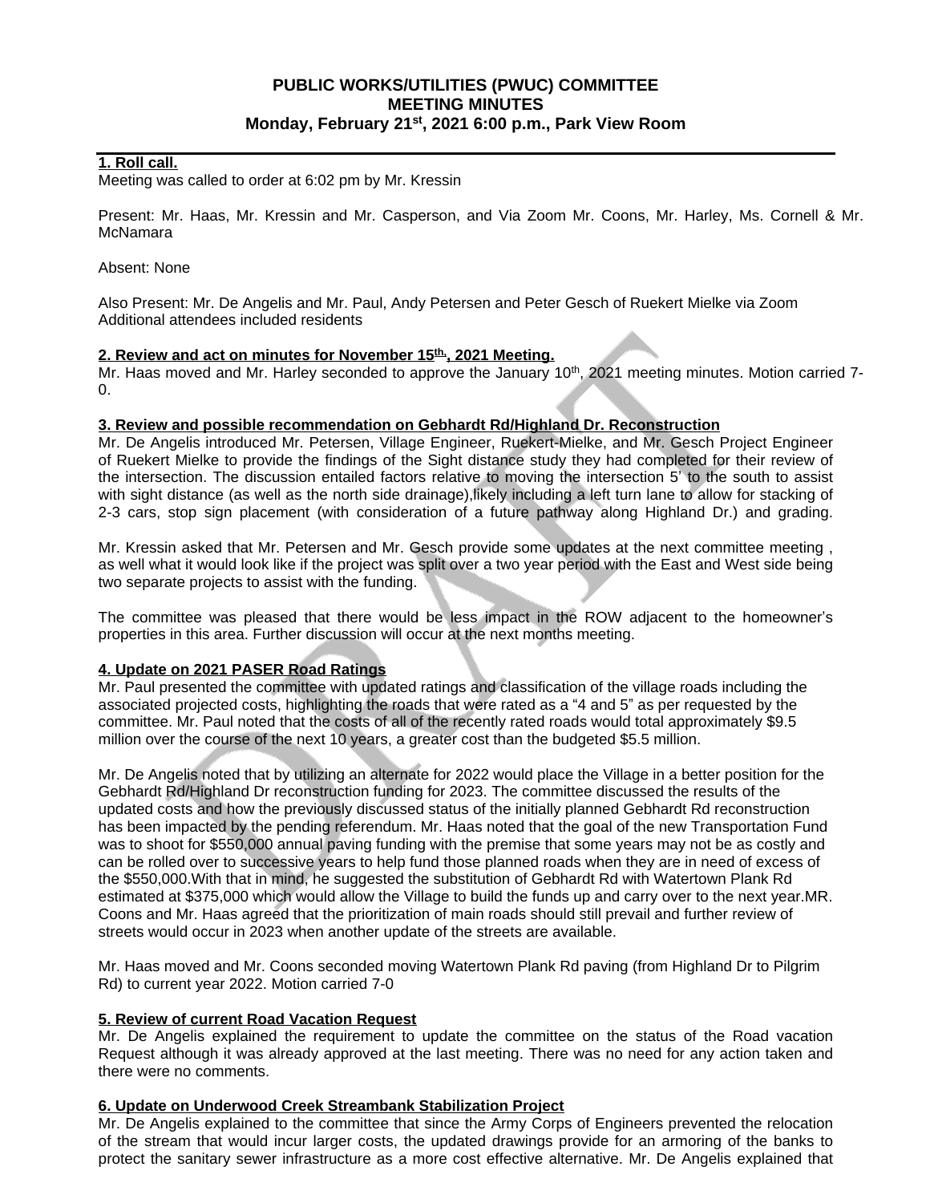# PUBLIC WORKS/UTILITIES (PWUC) COMMITTEE MEETING MINUTES
## Monday, February 21st, 2021 6:00 p.m., Park View Room

**1. Roll call.**

Meeting was called to order at 6:02 pm by Mr. Kressin

Present: Mr. Haas, Mr. Kressin and Mr. Casperson, and Via Zoom Mr. Coons, Mr. Harley, Ms. Cornell & Mr. McNamara

Absent: None

Also Present: Mr. De Angelis and Mr. Paul, Andy Petersen and Peter Gesch of Ruekert Mielke via Zoom
Additional attendees included residents

**2. Review and act on minutes for November 15th, 2021 Meeting.**

Mr. Haas moved and Mr. Harley seconded to approve the January 10th, 2021 meeting minutes. Motion carried 7-0.

**3. Review and possible recommendation on Gebhardt Rd/Highland Dr. Reconstruction**

Mr. De Angelis introduced Mr. Petersen, Village Engineer, Ruekert-Mielke, and Mr. Gesch Project Engineer of Ruekert Mielke to provide the findings of the Sight distance study they had completed for their review of the intersection. The discussion entailed factors relative to moving the intersection 5' to the south to assist with sight distance (as well as the north side drainage),likely including a left turn lane to allow for stacking of 2-3 cars, stop sign placement (with consideration of a future pathway along Highland Dr.) and grading.

Mr. Kressin asked that Mr. Petersen and Mr. Gesch provide some updates at the next committee meeting , as well what it would look like if the project was split over a two year period with the East and West side being two separate projects to assist with the funding.

The committee was pleased that there would be less impact in the ROW adjacent to the homeowner's properties in this area. Further discussion will occur at the next months meeting.

**4. Update on 2021 PASER Road Ratings**

Mr. Paul presented the committee with updated ratings and classification of the village roads including the associated projected costs, highlighting the roads that were rated as a "4 and 5" as per requested by the committee. Mr. Paul noted that the costs of all of the recently rated roads would total approximately $9.5 million over the course of the next 10 years, a greater cost than the budgeted $5.5 million.

Mr. De Angelis noted that by utilizing an alternate for 2022 would place the Village in a better position for the Gebhardt Rd/Highland Dr reconstruction funding for 2023. The committee discussed the results of the updated costs and how the previously discussed status of the initially planned Gebhardt Rd reconstruction has been impacted by the pending referendum. Mr. Haas noted that the goal of the new Transportation Fund was to shoot for $550,000 annual paving funding with the premise that some years may not be as costly and can be rolled over to successive years to help fund those planned roads when they are in need of excess of the $550,000.With that in mind, he suggested the substitution of Gebhardt Rd with Watertown Plank Rd estimated at $375,000 which would allow the Village to build the funds up and carry over to the next year.MR. Coons and Mr. Haas agreed that the prioritization of main roads should still prevail and further review of streets would occur in 2023 when another update of the streets are available.

Mr. Haas moved and Mr. Coons seconded moving Watertown Plank Rd paving (from Highland Dr to Pilgrim Rd) to current year 2022. Motion carried 7-0

**5. Review of current Road Vacation Request**

Mr. De Angelis explained the requirement to update the committee on the status of the Road vacation Request although it was already approved at the last meeting. There was no need for any action taken and there were no comments.

**6. Update on Underwood Creek Streambank Stabilization Project**

Mr. De Angelis explained to the committee that since the Army Corps of Engineers prevented the relocation of the stream that would incur larger costs, the updated drawings provide for an armoring of the banks to protect the sanitary sewer infrastructure as a more cost effective alternative. Mr. De Angelis explained that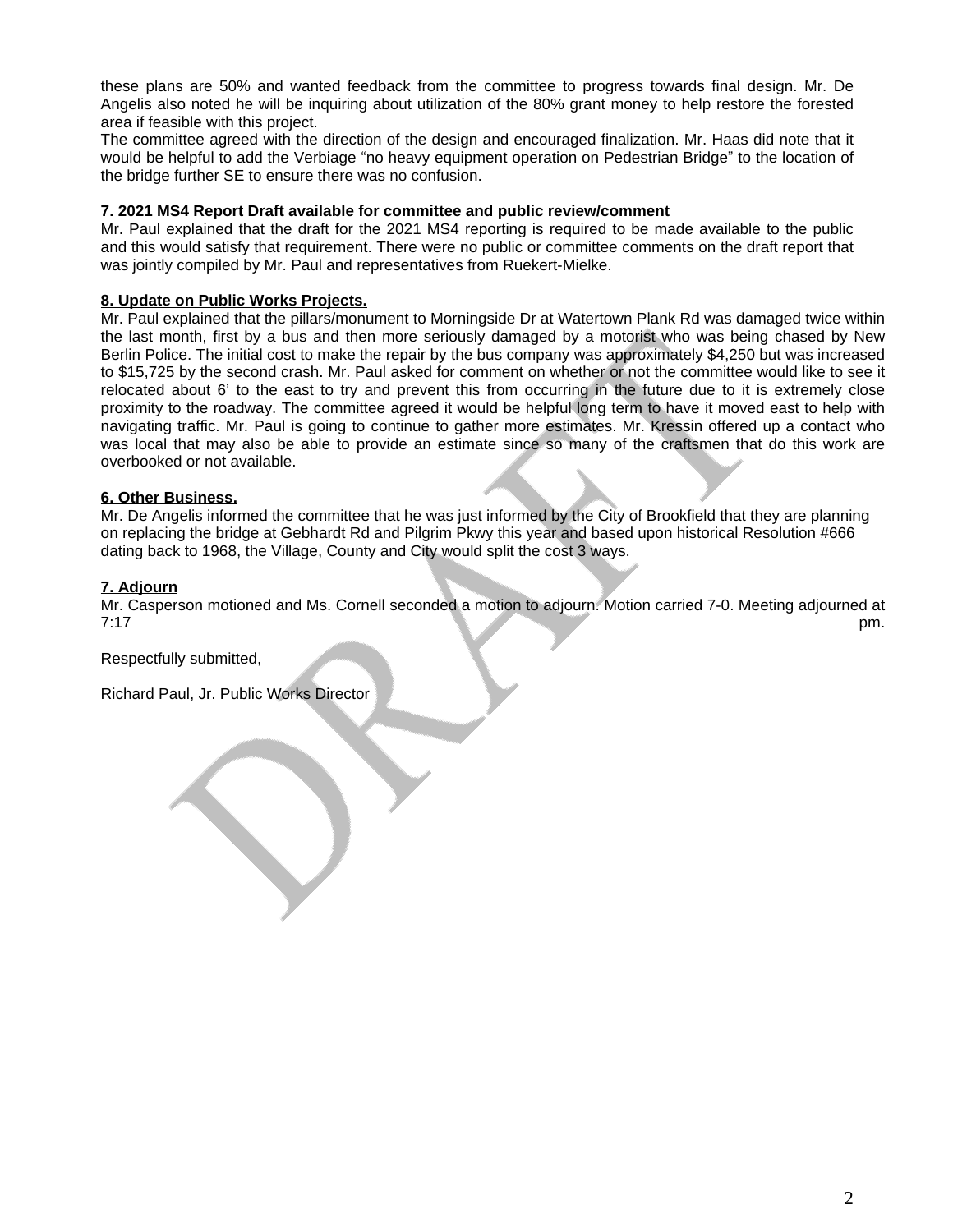these plans are 50% and wanted feedback from the committee to progress towards final design. Mr. De Angelis also noted he will be inquiring about utilization of the 80% grant money to help restore the forested area if feasible with this project.

The committee agreed with the direction of the design and encouraged finalization. Mr. Haas did note that it would be helpful to add the Verbiage "no heavy equipment operation on Pedestrian Bridge" to the location of the bridge further SE to ensure there was no confusion.

**7. 2021 MS4 Report Draft available for committee and public review/comment**

Mr. Paul explained that the draft for the 2021 MS4 reporting is required to be made available to the public and this would satisfy that requirement. There were no public or committee comments on the draft report that was jointly compiled by Mr. Paul and representatives from Ruekert-Mielke.

**8. Update on Public Works Projects.**

Mr. Paul explained that the pillars/monument to Morningside Dr at Watertown Plank Rd was damaged twice within the last month, first by a bus and then more seriously damaged by a motorist who was being chased by New Berlin Police. The initial cost to make the repair by the bus company was approximately $4,250 but was increased to $15,725 by the second crash. Mr. Paul asked for comment on whether or not the committee would like to see it relocated about 6' to the east to try and prevent this from occurring in the future due to it is extremely close proximity to the roadway. The committee agreed it would be helpful long term to have it moved east to help with navigating traffic. Mr. Paul is going to continue to gather more estimates. Mr. Kressin offered up a contact who was local that may also be able to provide an estimate since so many of the craftsmen that do this work are overbooked or not available.

**6. Other Business.**

Mr. De Angelis informed the committee that he was just informed by the City of Brookfield that they are planning on replacing the bridge at Gebhardt Rd and Pilgrim Pkwy this year and based upon historical Resolution #666 dating back to 1968, the Village, County and City would split the cost 3 ways.

**7. Adjourn**

Mr. Casperson motioned and Ms. Cornell seconded a motion to adjourn. Motion carried 7-0. Meeting adjourned at 7:17 pm.

Respectfully submitted,

Richard Paul, Jr. Public Works Director